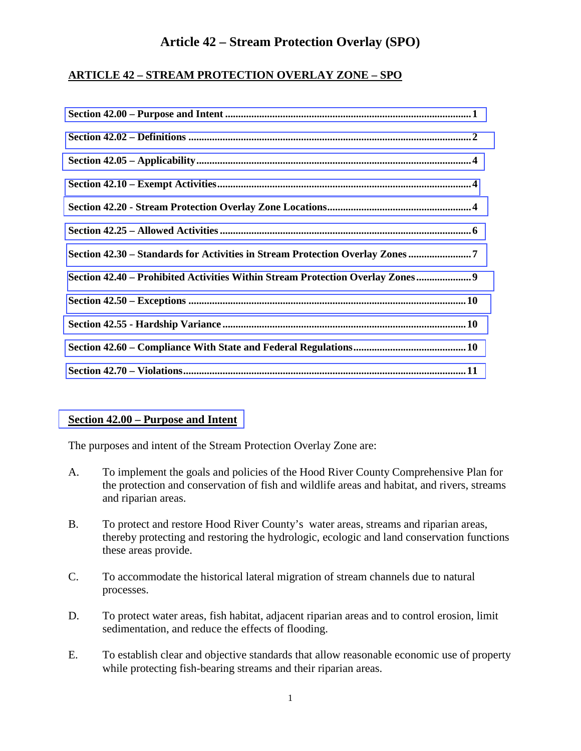# Article 42 – Stream Protection Overlay (SPO)

## ARTICLE 42 – STREAM PROTECTION OVERLAY ZONE – SPO

| | |
|---|---|
| Section 42.00 – Purpose and Intent | 1 |
| Section 42.02 – Definitions | 2 |
| Section 42.05 – Applicability | 4 |
| Section 42.10 – Exempt Activities | 4 |
| Section 42.20 - Stream Protection Overlay Zone Locations | 4 |
| Section 42.25 – Allowed Activities | 6 |
| Section 42.30 – Standards for Activities in Stream Protection Overlay Zones | 7 |
| Section 42.40 – Prohibited Activities Within Stream Protection Overlay Zones | 9 |
| Section 42.50 – Exceptions | 10 |
| Section 42.55 - Hardship Variance | 10 |
| Section 42.60 – Compliance With State and Federal Regulations | 10 |
| Section 42.70 – Violations | 11 |

### Section 42.00 – Purpose and Intent

The purposes and intent of the Stream Protection Overlay Zone are:

A. To implement the goals and policies of the Hood River County Comprehensive Plan for the protection and conservation of fish and wildlife areas and habitat, and rivers, streams and riparian areas.

B. To protect and restore Hood River County's water areas, streams and riparian areas, thereby protecting and restoring the hydrologic, ecologic and land conservation functions these areas provide.

C. To accommodate the historical lateral migration of stream channels due to natural processes.

D. To protect water areas, fish habitat, adjacent riparian areas and to control erosion, limit sedimentation, and reduce the effects of flooding.

E. To establish clear and objective standards that allow reasonable economic use of property while protecting fish-bearing streams and their riparian areas.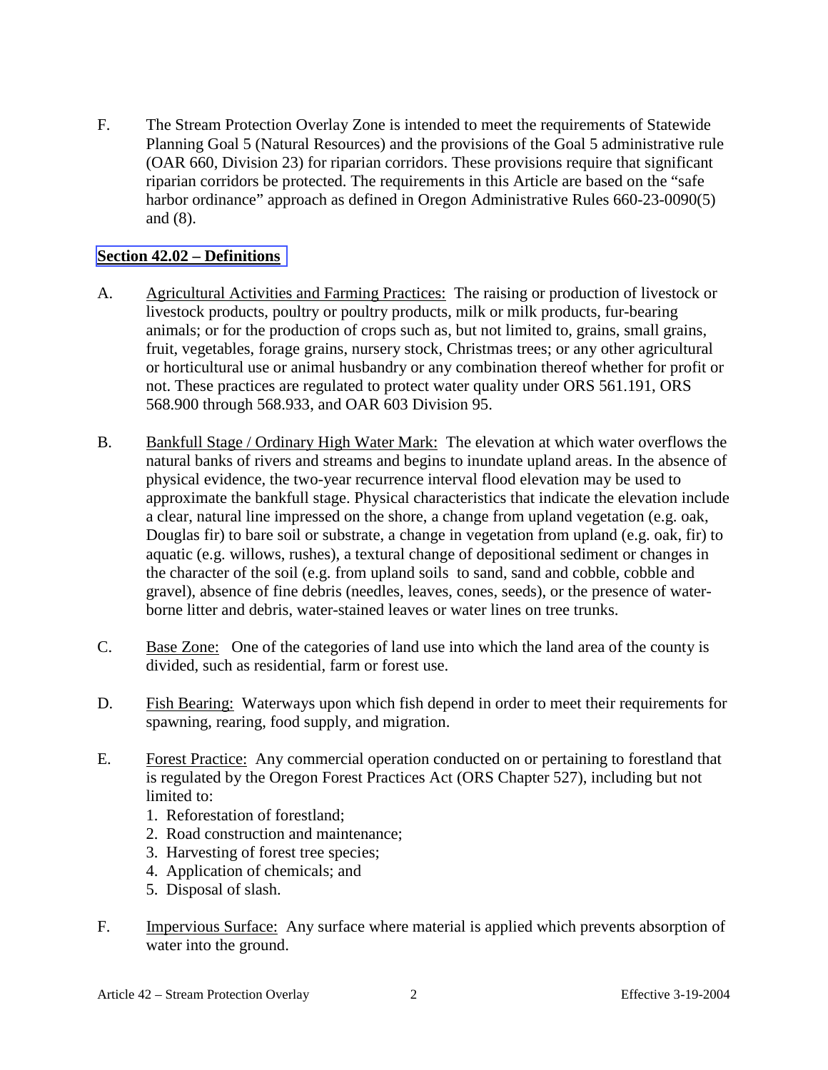F. The Stream Protection Overlay Zone is intended to meet the requirements of Statewide Planning Goal 5 (Natural Resources) and the provisions of the Goal 5 administrative rule (OAR 660, Division 23) for riparian corridors. These provisions require that significant riparian corridors be protected. The requirements in this Article are based on the "safe harbor ordinance" approach as defined in Oregon Administrative Rules 660-23-0090(5) and (8).

## Section 42.02 – Definitions

A. Agricultural Activities and Farming Practices: The raising or production of livestock or livestock products, poultry or poultry products, milk or milk products, fur-bearing animals; or for the production of crops such as, but not limited to, grains, small grains, fruit, vegetables, forage grains, nursery stock, Christmas trees; or any other agricultural or horticultural use or animal husbandry or any combination thereof whether for profit or not. These practices are regulated to protect water quality under ORS 561.191, ORS 568.900 through 568.933, and OAR 603 Division 95.

B. Bankfull Stage / Ordinary High Water Mark: The elevation at which water overflows the natural banks of rivers and streams and begins to inundate upland areas. In the absence of physical evidence, the two-year recurrence interval flood elevation may be used to approximate the bankfull stage. Physical characteristics that indicate the elevation include a clear, natural line impressed on the shore, a change from upland vegetation (e.g. oak, Douglas fir) to bare soil or substrate, a change in vegetation from upland (e.g. oak, fir) to aquatic (e.g. willows, rushes), a textural change of depositional sediment or changes in the character of the soil (e.g. from upland soils to sand, sand and cobble, cobble and gravel), absence of fine debris (needles, leaves, cones, seeds), or the presence of water-borne litter and debris, water-stained leaves or water lines on tree trunks.

C. Base Zone: One of the categories of land use into which the land area of the county is divided, such as residential, farm or forest use.

D. Fish Bearing: Waterways upon which fish depend in order to meet their requirements for spawning, rearing, food supply, and migration.

E. Forest Practice: Any commercial operation conducted on or pertaining to forestland that is regulated by the Oregon Forest Practices Act (ORS Chapter 527), including but not limited to:
1. Reforestation of forestland;
2. Road construction and maintenance;
3. Harvesting of forest tree species;
4. Application of chemicals; and
5. Disposal of slash.

F. Impervious Surface: Any surface where material is applied which prevents absorption of water into the ground.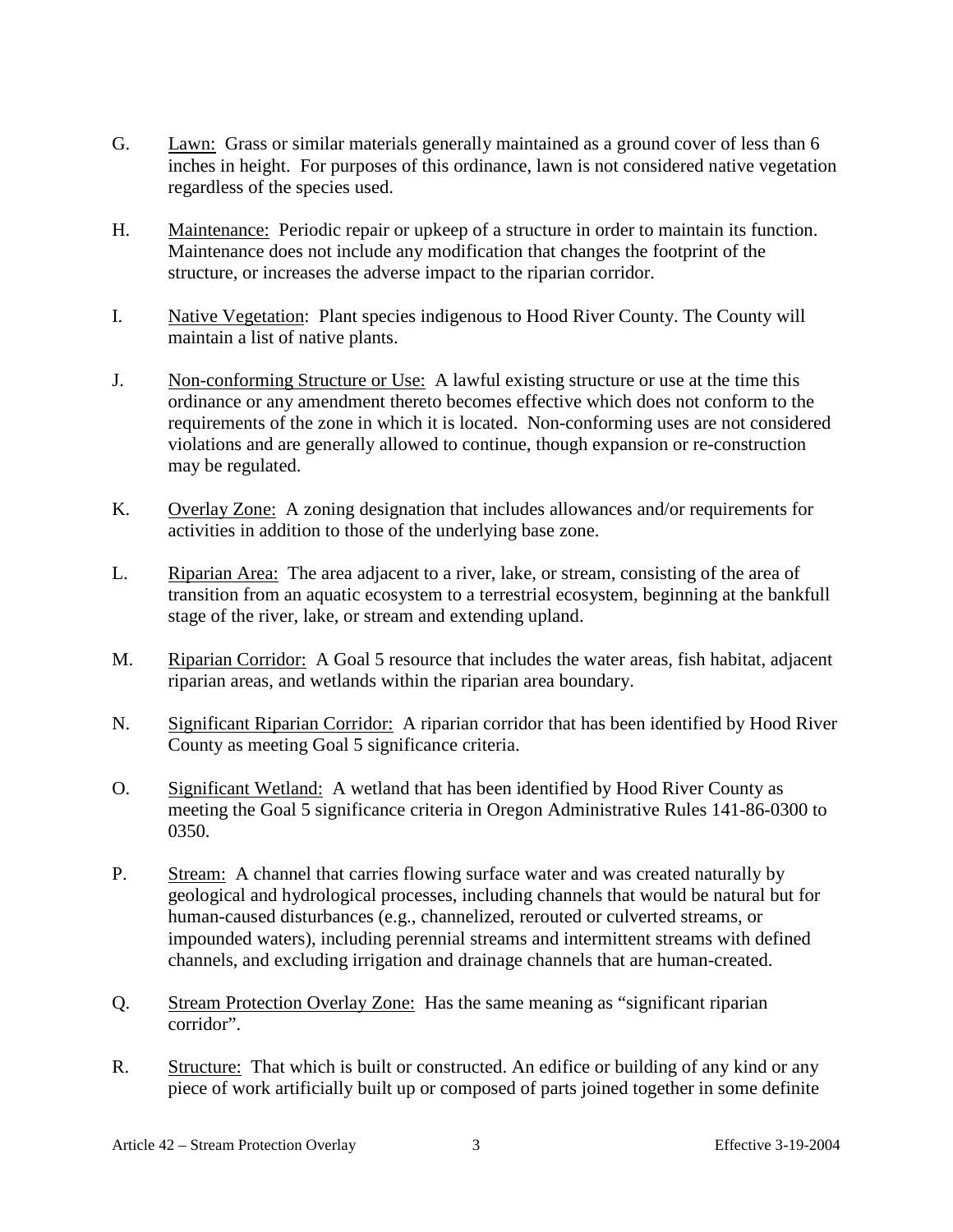G. Lawn: Grass or similar materials generally maintained as a ground cover of less than 6 inches in height. For purposes of this ordinance, lawn is not considered native vegetation regardless of the species used.

H. Maintenance: Periodic repair or upkeep of a structure in order to maintain its function. Maintenance does not include any modification that changes the footprint of the structure, or increases the adverse impact to the riparian corridor.

I. Native Vegetation: Plant species indigenous to Hood River County. The County will maintain a list of native plants.

J. Non-conforming Structure or Use: A lawful existing structure or use at the time this ordinance or any amendment thereto becomes effective which does not conform to the requirements of the zone in which it is located. Non-conforming uses are not considered violations and are generally allowed to continue, though expansion or re-construction may be regulated.

K. Overlay Zone: A zoning designation that includes allowances and/or requirements for activities in addition to those of the underlying base zone.

L. Riparian Area: The area adjacent to a river, lake, or stream, consisting of the area of transition from an aquatic ecosystem to a terrestrial ecosystem, beginning at the bankfull stage of the river, lake, or stream and extending upland.

M. Riparian Corridor: A Goal 5 resource that includes the water areas, fish habitat, adjacent riparian areas, and wetlands within the riparian area boundary.

N. Significant Riparian Corridor: A riparian corridor that has been identified by Hood River County as meeting Goal 5 significance criteria.

O. Significant Wetland: A wetland that has been identified by Hood River County as meeting the Goal 5 significance criteria in Oregon Administrative Rules 141-86-0300 to 0350.

P. Stream: A channel that carries flowing surface water and was created naturally by geological and hydrological processes, including channels that would be natural but for human-caused disturbances (e.g., channelized, rerouted or culverted streams, or impounded waters), including perennial streams and intermittent streams with defined channels, and excluding irrigation and drainage channels that are human-created.

Q. Stream Protection Overlay Zone: Has the same meaning as "significant riparian corridor".

R. Structure: That which is built or constructed. An edifice or building of any kind or any piece of work artificially built up or composed of parts joined together in some definite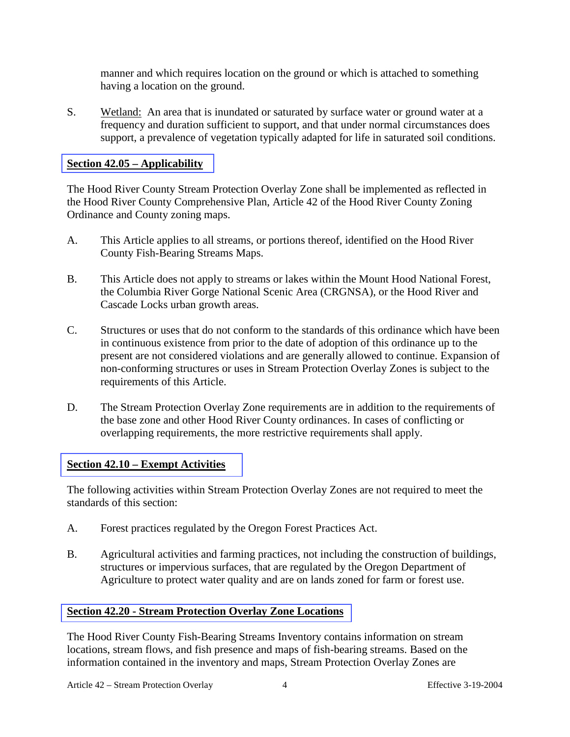manner and which requires location on the ground or which is attached to something having a location on the ground.

S. Wetland: An area that is inundated or saturated by surface water or ground water at a frequency and duration sufficient to support, and that under normal circumstances does support, a prevalence of vegetation typically adapted for life in saturated soil conditions.

## Section 42.05 – Applicability

The Hood River County Stream Protection Overlay Zone shall be implemented as reflected in the Hood River County Comprehensive Plan, Article 42 of the Hood River County Zoning Ordinance and County zoning maps.

A. This Article applies to all streams, or portions thereof, identified on the Hood River County Fish-Bearing Streams Maps.

B. This Article does not apply to streams or lakes within the Mount Hood National Forest, the Columbia River Gorge National Scenic Area (CRGNSA), or the Hood River and Cascade Locks urban growth areas.

C. Structures or uses that do not conform to the standards of this ordinance which have been in continuous existence from prior to the date of adoption of this ordinance up to the present are not considered violations and are generally allowed to continue. Expansion of non-conforming structures or uses in Stream Protection Overlay Zones is subject to the requirements of this Article.

D. The Stream Protection Overlay Zone requirements are in addition to the requirements of the base zone and other Hood River County ordinances. In cases of conflicting or overlapping requirements, the more restrictive requirements shall apply.

## Section 42.10 – Exempt Activities

The following activities within Stream Protection Overlay Zones are not required to meet the standards of this section:

A. Forest practices regulated by the Oregon Forest Practices Act.

B. Agricultural activities and farming practices, not including the construction of buildings, structures or impervious surfaces, that are regulated by the Oregon Department of Agriculture to protect water quality and are on lands zoned for farm or forest use.

## Section 42.20 - Stream Protection Overlay Zone Locations

The Hood River County Fish-Bearing Streams Inventory contains information on stream locations, stream flows, and fish presence and maps of fish-bearing streams. Based on the information contained in the inventory and maps, Stream Protection Overlay Zones are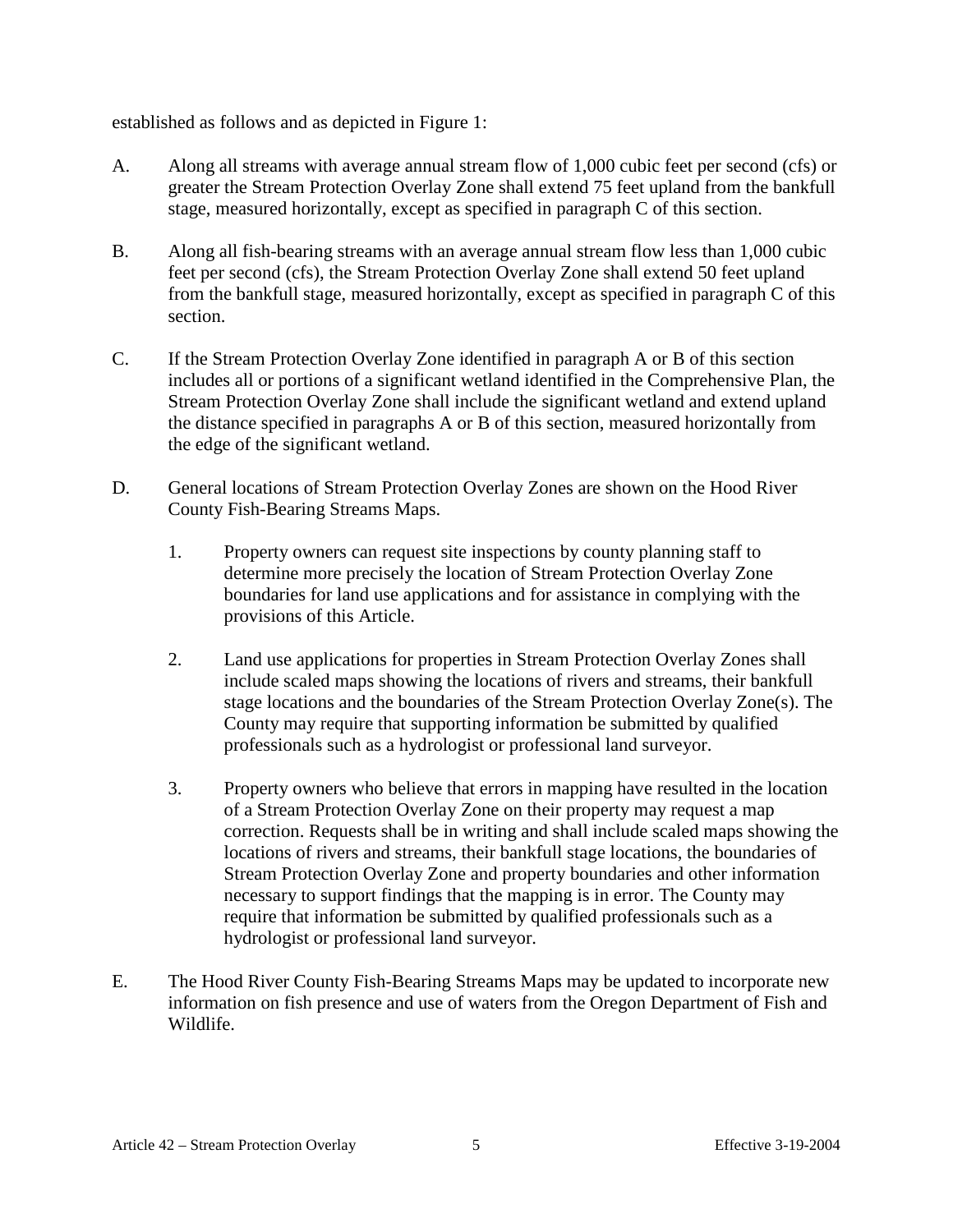established as follows and as depicted in Figure 1:

A. Along all streams with average annual stream flow of 1,000 cubic feet per second (cfs) or greater the Stream Protection Overlay Zone shall extend 75 feet upland from the bankfull stage, measured horizontally, except as specified in paragraph C of this section.

B. Along all fish-bearing streams with an average annual stream flow less than 1,000 cubic feet per second (cfs), the Stream Protection Overlay Zone shall extend 50 feet upland from the bankfull stage, measured horizontally, except as specified in paragraph C of this section.

C. If the Stream Protection Overlay Zone identified in paragraph A or B of this section includes all or portions of a significant wetland identified in the Comprehensive Plan, the Stream Protection Overlay Zone shall include the significant wetland and extend upland the distance specified in paragraphs A or B of this section, measured horizontally from the edge of the significant wetland.

D. General locations of Stream Protection Overlay Zones are shown on the Hood River County Fish-Bearing Streams Maps.

   1. Property owners can request site inspections by county planning staff to determine more precisely the location of Stream Protection Overlay Zone boundaries for land use applications and for assistance in complying with the provisions of this Article.

   2. Land use applications for properties in Stream Protection Overlay Zones shall include scaled maps showing the locations of rivers and streams, their bankfull stage locations and the boundaries of the Stream Protection Overlay Zone(s). The County may require that supporting information be submitted by qualified professionals such as a hydrologist or professional land surveyor.

   3. Property owners who believe that errors in mapping have resulted in the location of a Stream Protection Overlay Zone on their property may request a map correction. Requests shall be in writing and shall include scaled maps showing the locations of rivers and streams, their bankfull stage locations, the boundaries of Stream Protection Overlay Zone and property boundaries and other information necessary to support findings that the mapping is in error. The County may require that information be submitted by qualified professionals such as a hydrologist or professional land surveyor.

E. The Hood River County Fish-Bearing Streams Maps may be updated to incorporate new information on fish presence and use of waters from the Oregon Department of Fish and Wildlife.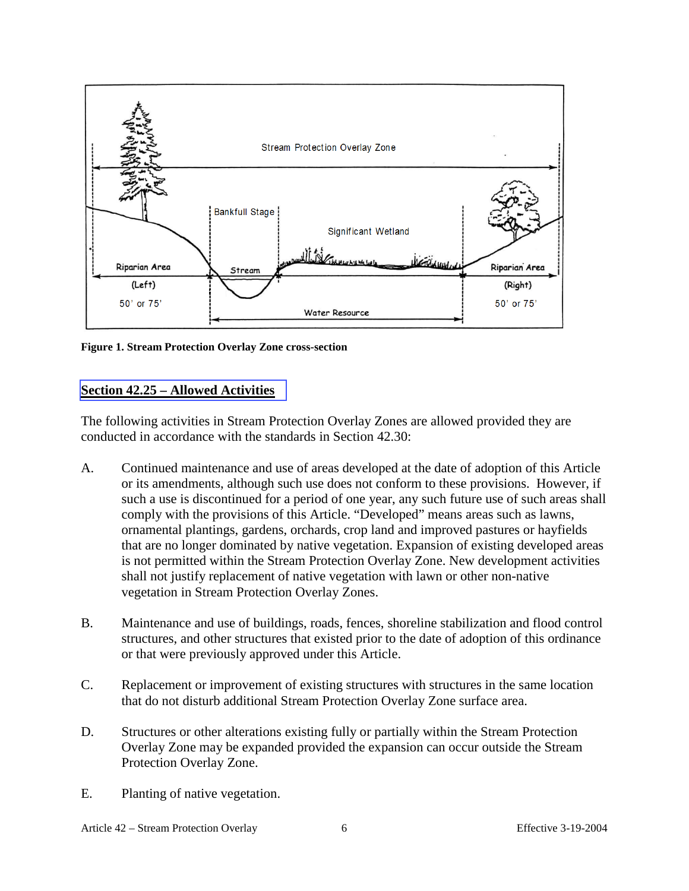Stream Protection Overlay Zone

Bankfull Stage

Significant Wetland

Riparian Area (Left) 50' or 75'

Stream

Riparian Area (Right) 50' or 75'

Water Resource

**Figure 1. Stream Protection Overlay Zone cross-section**

## Section 42.25 – Allowed Activities

The following activities in Stream Protection Overlay Zones are allowed provided they are conducted in accordance with the standards in Section 42.30:

A. Continued maintenance and use of areas developed at the date of adoption of this Article or its amendments, although such use does not conform to these provisions. However, if such a use is discontinued for a period of one year, any such future use of such areas shall comply with the provisions of this Article. "Developed" means areas such as lawns, ornamental plantings, gardens, orchards, crop land and improved pastures or hayfields that are no longer dominated by native vegetation. Expansion of existing developed areas is not permitted within the Stream Protection Overlay Zone. New development activities shall not justify replacement of native vegetation with lawn or other non-native vegetation in Stream Protection Overlay Zones.

B. Maintenance and use of buildings, roads, fences, shoreline stabilization and flood control structures, and other structures that existed prior to the date of adoption of this ordinance or that were previously approved under this Article.

C. Replacement or improvement of existing structures with structures in the same location that do not disturb additional Stream Protection Overlay Zone surface area.

D. Structures or other alterations existing fully or partially within the Stream Protection Overlay Zone may be expanded provided the expansion can occur outside the Stream Protection Overlay Zone.

E. Planting of native vegetation.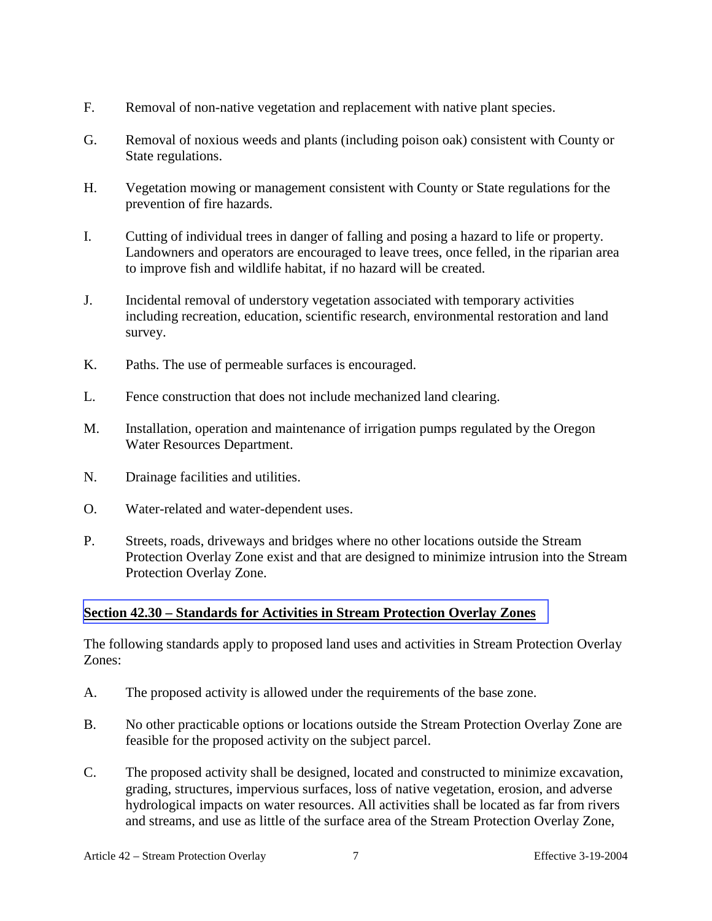F. Removal of non-native vegetation and replacement with native plant species.

G. Removal of noxious weeds and plants (including poison oak) consistent with County or State regulations.

H. Vegetation mowing or management consistent with County or State regulations for the prevention of fire hazards.

I. Cutting of individual trees in danger of falling and posing a hazard to life or property. Landowners and operators are encouraged to leave trees, once felled, in the riparian area to improve fish and wildlife habitat, if no hazard will be created.

J. Incidental removal of understory vegetation associated with temporary activities including recreation, education, scientific research, environmental restoration and land survey.

K. Paths. The use of permeable surfaces is encouraged.

L. Fence construction that does not include mechanized land clearing.

M. Installation, operation and maintenance of irrigation pumps regulated by the Oregon Water Resources Department.

N. Drainage facilities and utilities.

O. Water-related and water-dependent uses.

P. Streets, roads, driveways and bridges where no other locations outside the Stream Protection Overlay Zone exist and that are designed to minimize intrusion into the Stream Protection Overlay Zone.

## Section 42.30 – Standards for Activities in Stream Protection Overlay Zones

The following standards apply to proposed land uses and activities in Stream Protection Overlay Zones:

A. The proposed activity is allowed under the requirements of the base zone.

B. No other practicable options or locations outside the Stream Protection Overlay Zone are feasible for the proposed activity on the subject parcel.

C. The proposed activity shall be designed, located and constructed to minimize excavation, grading, structures, impervious surfaces, loss of native vegetation, erosion, and adverse hydrological impacts on water resources. All activities shall be located as far from rivers and streams, and use as little of the surface area of the Stream Protection Overlay Zone,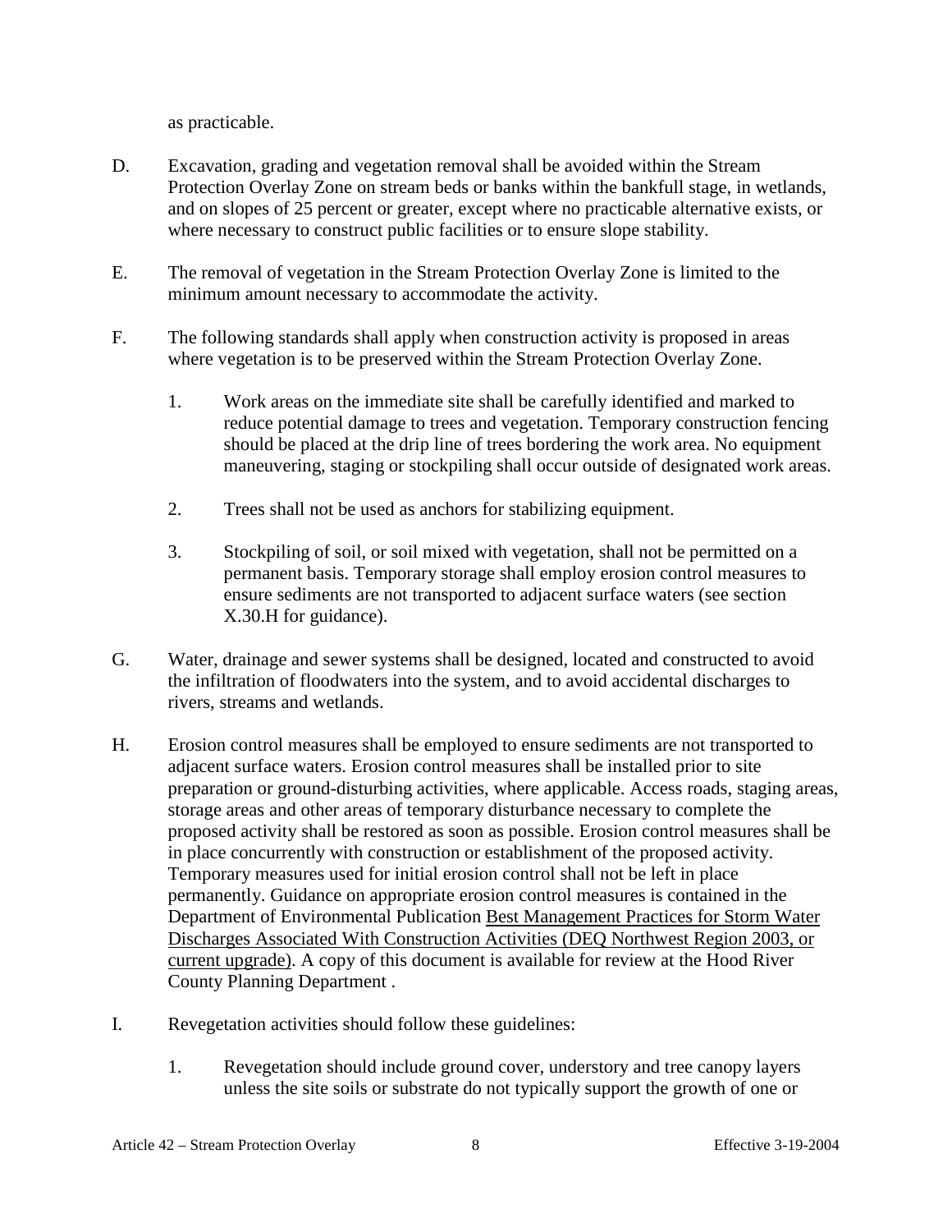as practicable.

D. Excavation, grading and vegetation removal shall be avoided within the Stream Protection Overlay Zone on stream beds or banks within the bankfull stage, in wetlands, and on slopes of 25 percent or greater, except where no practicable alternative exists, or where necessary to construct public facilities or to ensure slope stability.

E. The removal of vegetation in the Stream Protection Overlay Zone is limited to the minimum amount necessary to accommodate the activity.

F. The following standards shall apply when construction activity is proposed in areas where vegetation is to be preserved within the Stream Protection Overlay Zone.

   1. Work areas on the immediate site shall be carefully identified and marked to reduce potential damage to trees and vegetation. Temporary construction fencing should be placed at the drip line of trees bordering the work area. No equipment maneuvering, staging or stockpiling shall occur outside of designated work areas.

   2. Trees shall not be used as anchors for stabilizing equipment.

   3. Stockpiling of soil, or soil mixed with vegetation, shall not be permitted on a permanent basis. Temporary storage shall employ erosion control measures to ensure sediments are not transported to adjacent surface waters (see section X.30.H for guidance).

G. Water, drainage and sewer systems shall be designed, located and constructed to avoid the infiltration of floodwaters into the system, and to avoid accidental discharges to rivers, streams and wetlands.

H. Erosion control measures shall be employed to ensure sediments are not transported to adjacent surface waters. Erosion control measures shall be installed prior to site preparation or ground-disturbing activities, where applicable. Access roads, staging areas, storage areas and other areas of temporary disturbance necessary to complete the proposed activity shall be restored as soon as possible. Erosion control measures shall be in place concurrently with construction or establishment of the proposed activity. Temporary measures used for initial erosion control shall not be left in place permanently. Guidance on appropriate erosion control measures is contained in the Department of Environmental Publication <u>Best Management Practices for Storm Water Discharges Associated With Construction Activities (DEQ Northwest Region 2003, or current upgrade)</u>. A copy of this document is available for review at the Hood River County Planning Department .

I. Revegetation activities should follow these guidelines:

   1. Revegetation should include ground cover, understory and tree canopy layers unless the site soils or substrate do not typically support the growth of one or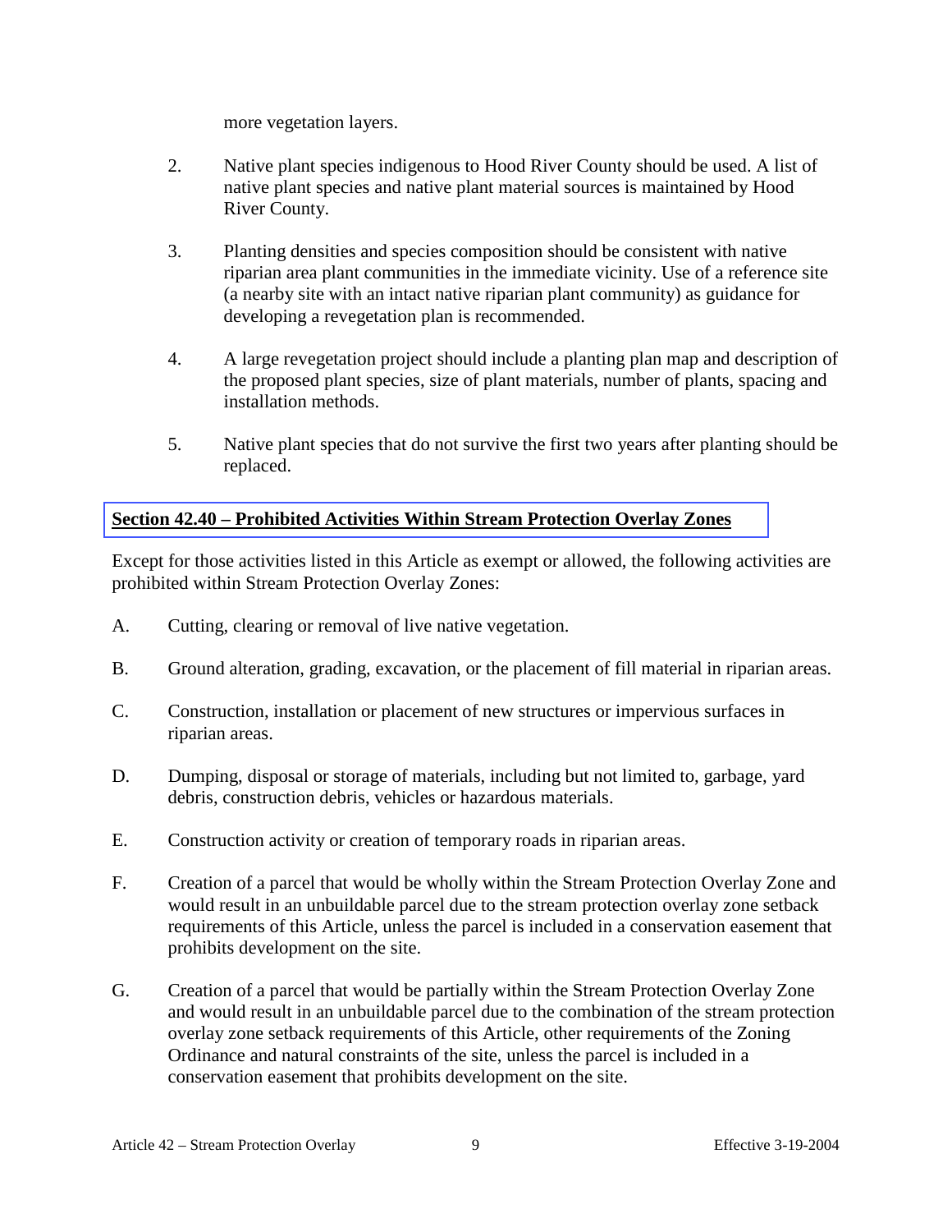more vegetation layers.

2. Native plant species indigenous to Hood River County should be used. A list of native plant species and native plant material sources is maintained by Hood River County.

3. Planting densities and species composition should be consistent with native riparian area plant communities in the immediate vicinity. Use of a reference site (a nearby site with an intact native riparian plant community) as guidance for developing a revegetation plan is recommended.

4. A large revegetation project should include a planting plan map and description of the proposed plant species, size of plant materials, number of plants, spacing and installation methods.

5. Native plant species that do not survive the first two years after planting should be replaced.

## Section 42.40 – Prohibited Activities Within Stream Protection Overlay Zones

Except for those activities listed in this Article as exempt or allowed, the following activities are prohibited within Stream Protection Overlay Zones:

A. Cutting, clearing or removal of live native vegetation.

B. Ground alteration, grading, excavation, or the placement of fill material in riparian areas.

C. Construction, installation or placement of new structures or impervious surfaces in riparian areas.

D. Dumping, disposal or storage of materials, including but not limited to, garbage, yard debris, construction debris, vehicles or hazardous materials.

E. Construction activity or creation of temporary roads in riparian areas.

F. Creation of a parcel that would be wholly within the Stream Protection Overlay Zone and would result in an unbuildable parcel due to the stream protection overlay zone setback requirements of this Article, unless the parcel is included in a conservation easement that prohibits development on the site.

G. Creation of a parcel that would be partially within the Stream Protection Overlay Zone and would result in an unbuildable parcel due to the combination of the stream protection overlay zone setback requirements of this Article, other requirements of the Zoning Ordinance and natural constraints of the site, unless the parcel is included in a conservation easement that prohibits development on the site.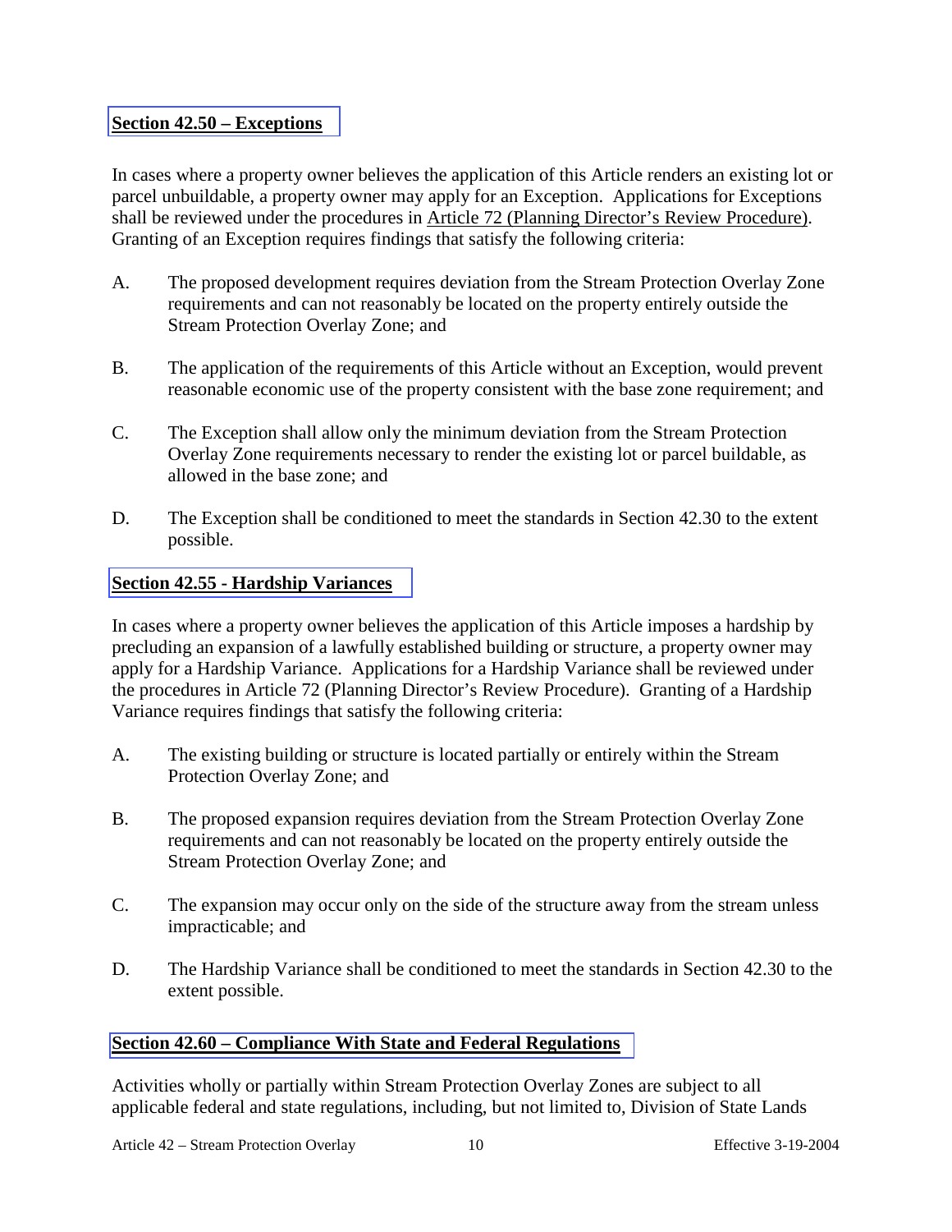## Section 42.50 – Exceptions

In cases where a property owner believes the application of this Article renders an existing lot or parcel unbuildable, a property owner may apply for an Exception. Applications for Exceptions shall be reviewed under the procedures in Article 72 (Planning Director's Review Procedure). Granting of an Exception requires findings that satisfy the following criteria:

A. The proposed development requires deviation from the Stream Protection Overlay Zone requirements and can not reasonably be located on the property entirely outside the Stream Protection Overlay Zone; and

B. The application of the requirements of this Article without an Exception, would prevent reasonable economic use of the property consistent with the base zone requirement; and

C. The Exception shall allow only the minimum deviation from the Stream Protection Overlay Zone requirements necessary to render the existing lot or parcel buildable, as allowed in the base zone; and

D. The Exception shall be conditioned to meet the standards in Section 42.30 to the extent possible.

## Section 42.55 - Hardship Variances

In cases where a property owner believes the application of this Article imposes a hardship by precluding an expansion of a lawfully established building or structure, a property owner may apply for a Hardship Variance. Applications for a Hardship Variance shall be reviewed under the procedures in Article 72 (Planning Director's Review Procedure). Granting of a Hardship Variance requires findings that satisfy the following criteria:

A. The existing building or structure is located partially or entirely within the Stream Protection Overlay Zone; and

B. The proposed expansion requires deviation from the Stream Protection Overlay Zone requirements and can not reasonably be located on the property entirely outside the Stream Protection Overlay Zone; and

C. The expansion may occur only on the side of the structure away from the stream unless impracticable; and

D. The Hardship Variance shall be conditioned to meet the standards in Section 42.30 to the extent possible.

## Section 42.60 – Compliance With State and Federal Regulations

Activities wholly or partially within Stream Protection Overlay Zones are subject to all applicable federal and state regulations, including, but not limited to, Division of State Lands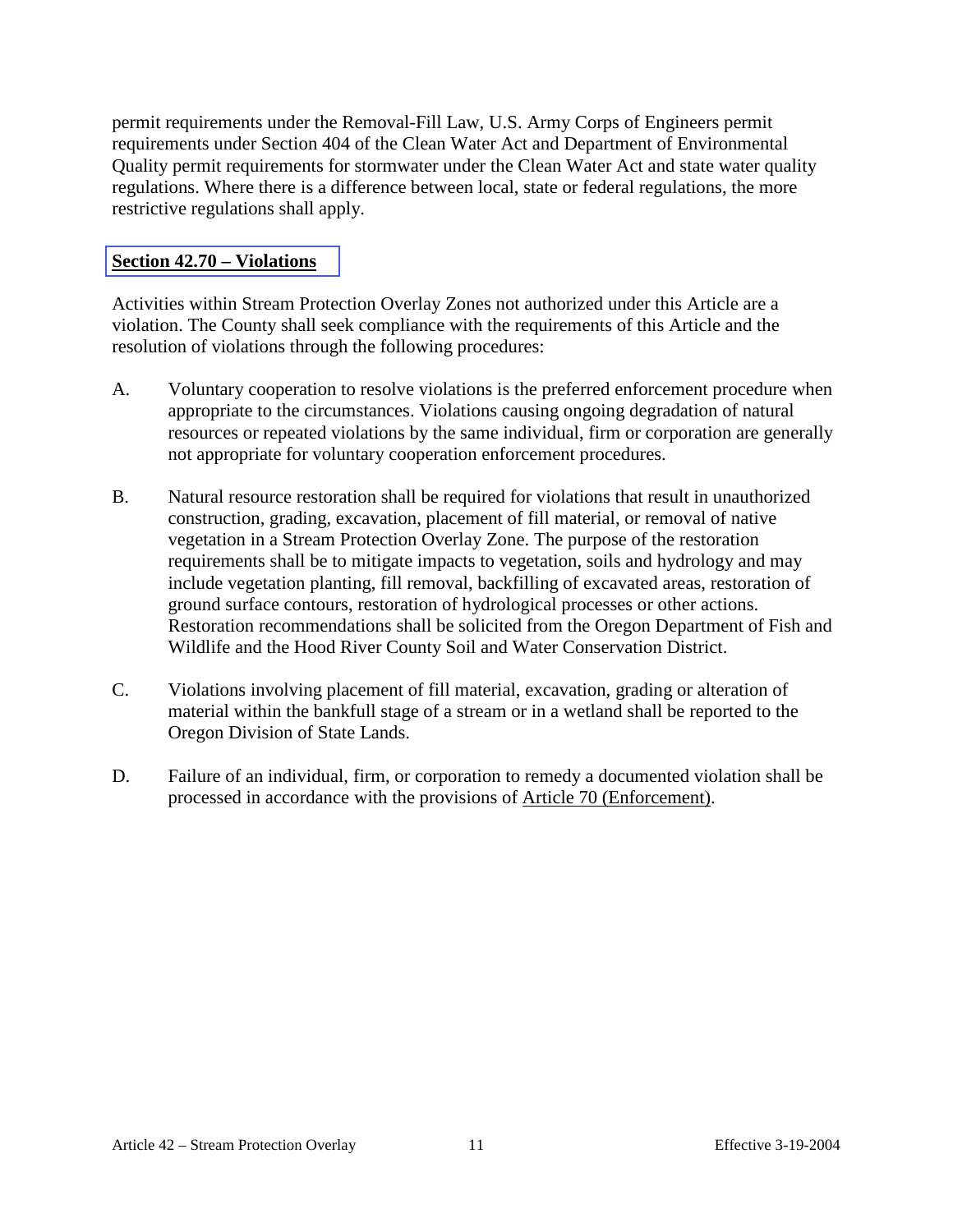permit requirements under the Removal-Fill Law, U.S. Army Corps of Engineers permit requirements under Section 404 of the Clean Water Act and Department of Environmental Quality permit requirements for stormwater under the Clean Water Act and state water quality regulations. Where there is a difference between local, state or federal regulations, the more restrictive regulations shall apply.

## Section 42.70 – Violations

Activities within Stream Protection Overlay Zones not authorized under this Article are a violation. The County shall seek compliance with the requirements of this Article and the resolution of violations through the following procedures:

A. Voluntary cooperation to resolve violations is the preferred enforcement procedure when appropriate to the circumstances. Violations causing ongoing degradation of natural resources or repeated violations by the same individual, firm or corporation are generally not appropriate for voluntary cooperation enforcement procedures.

B. Natural resource restoration shall be required for violations that result in unauthorized construction, grading, excavation, placement of fill material, or removal of native vegetation in a Stream Protection Overlay Zone. The purpose of the restoration requirements shall be to mitigate impacts to vegetation, soils and hydrology and may include vegetation planting, fill removal, backfilling of excavated areas, restoration of ground surface contours, restoration of hydrological processes or other actions. Restoration recommendations shall be solicited from the Oregon Department of Fish and Wildlife and the Hood River County Soil and Water Conservation District.

C. Violations involving placement of fill material, excavation, grading or alteration of material within the bankfull stage of a stream or in a wetland shall be reported to the Oregon Division of State Lands.

D. Failure of an individual, firm, or corporation to remedy a documented violation shall be processed in accordance with the provisions of Article 70 (Enforcement).